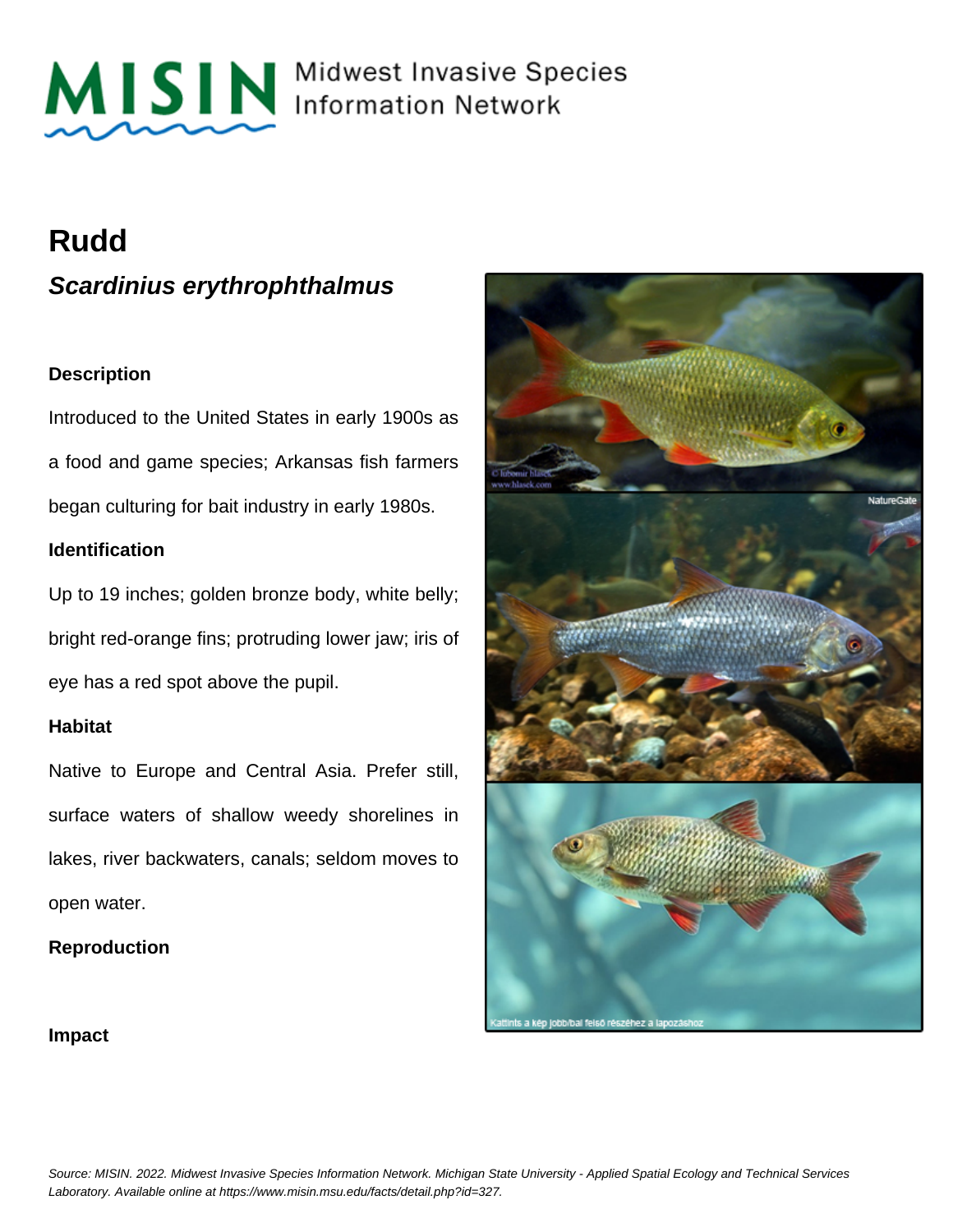MISIN Midwest Invasive Species Information Network

# Rudd

## *Scardinius erythrophthalmus*

### Description

Introduced to the United States in early 1900s as a food and game species; Arkansas fish farmers began culturing for bait industry in early 1980s.

### Identification

Up to 19 inches; golden bronze body, white belly; bright red-orange fins; protruding lower jaw; iris of eye has a red spot above the pupil.

### Habitat

Native to Europe and Central Asia. Prefer still, surface waters of shallow weedy shorelines in lakes, river backwaters, canals; seldom moves to open water.

### Reproduction

### Impact

*Source: MISIN. 2022. Midwest Invasive Species Information Network. Michigan State University - Applied Spatial Ecology and Technical Services Laboratory. Available online at https://www.misin.msu.edu/facts/detail.php?id=327.*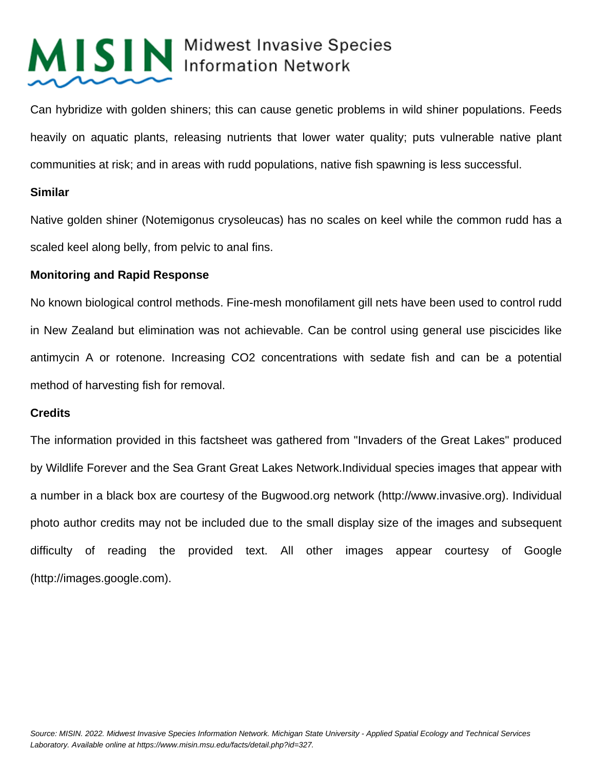Can hybridize with golden shiners; this can cause genetic problems in wild shiner populations. Feeds heavily on aquatic plants, releasing nutrients that lower water quality; puts vulnerable native plant communities at risk; and in areas with rudd populations, native fish spawning is less successful.

**Similar**

Native golden shiner (Notemigonus crysoleucas) has no scales on keel while the common rudd has a scaled keel along belly, from pelvic to anal fins.

**Monitoring and Rapid Response**

No known biological control methods. Fine-mesh monofilament gill nets have been used to control rudd in New Zealand but elimination was not achievable. Can be control using general use piscicides like antimycin A or rotenone. Increasing $CO_2$ concentrations with sedate fish and can be a potential method of harvesting fish for removal.

**Credits**

The information provided in this factsheet was gathered from "Invaders of the Great Lakes" produced by Wildlife Forever and the Sea Grant Great Lakes Network.Individual species images that appear with a number in a black box are courtesy of the Bugwood.org network (http://www.invasive.org). Individual photo author credits may not be included due to the small display size of the images and subsequent difficulty of reading the provided text. All other images appear courtesy of Google (http://images.google.com).